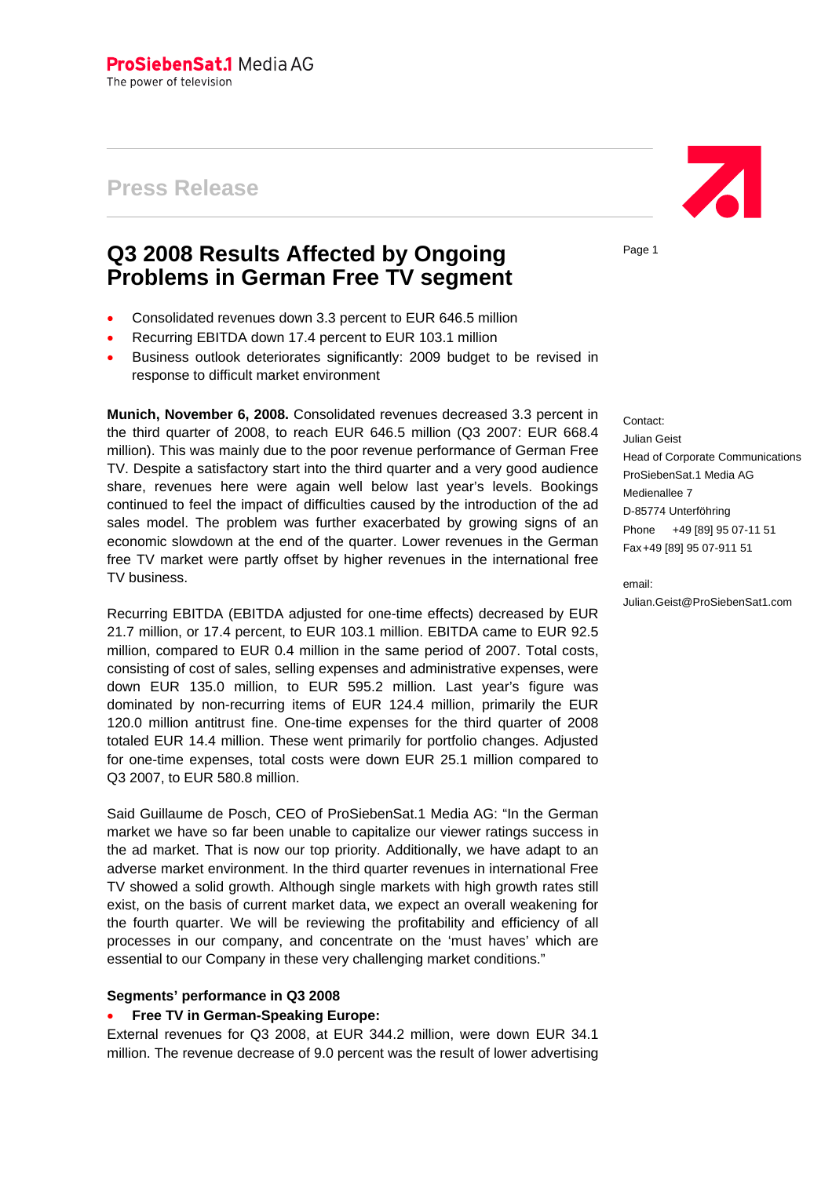ProSiebenSat.1 Media AG
The power of television

# Press Release

## Q3 2008 Results Affected by Ongoing Problems in German Free TV segment

- Consolidated revenues down 3.3 percent to EUR 646.5 million
- Recurring EBITDA down 17.4 percent to EUR 103.1 million
- Business outlook deteriorates significantly: 2009 budget to be revised in response to difficult market environment

**Munich, November 6, 2008.** Consolidated revenues decreased 3.3 percent in the third quarter of 2008, to reach EUR 646.5 million (Q3 2007: EUR 668.4 million). This was mainly due to the poor revenue performance of German Free TV. Despite a satisfactory start into the third quarter and a very good audience share, revenues here were again well below last year's levels. Bookings continued to feel the impact of difficulties caused by the introduction of the ad sales model. The problem was further exacerbated by growing signs of an economic slowdown at the end of the quarter. Lower revenues in the German free TV market were partly offset by higher revenues in the international free TV business.

Recurring EBITDA (EBITDA adjusted for one-time effects) decreased by EUR 21.7 million, or 17.4 percent, to EUR 103.1 million. EBITDA came to EUR 92.5 million, compared to EUR 0.4 million in the same period of 2007. Total costs, consisting of cost of sales, selling expenses and administrative expenses, were down EUR 135.0 million, to EUR 595.2 million. Last year's figure was dominated by non-recurring items of EUR 124.4 million, primarily the EUR 120.0 million antitrust fine. One-time expenses for the third quarter of 2008 totaled EUR 14.4 million. These went primarily for portfolio changes. Adjusted for one-time expenses, total costs were down EUR 25.1 million compared to Q3 2007, to EUR 580.8 million.

Said Guillaume de Posch, CEO of ProSiebenSat.1 Media AG: "In the German market we have so far been unable to capitalize our viewer ratings success in the ad market. That is now our top priority. Additionally, we have adapt to an adverse market environment. In the third quarter revenues in international Free TV showed a solid growth. Although single markets with high growth rates still exist, on the basis of current market data, we expect an overall weakening for the fourth quarter. We will be reviewing the profitability and efficiency of all processes in our company, and concentrate on the 'must haves' which are essential to our Company in these very challenging market conditions."

**Segments' performance in Q3 2008**

- **Free TV in German-Speaking Europe:**

External revenues for Q3 2008, at EUR 344.2 million, were down EUR 34.1 million. The revenue decrease of 9.0 percent was the result of lower advertising

Contact:
Julian Geist
Head of Corporate Communications
ProSiebenSat.1 Media AG
Medienallee 7
D-85774 Unterföhring
Phone +49 [89] 95 07-11 51
Fax +49 [89] 95 07-911 51

email:
Julian.Geist@ProSiebenSat1.com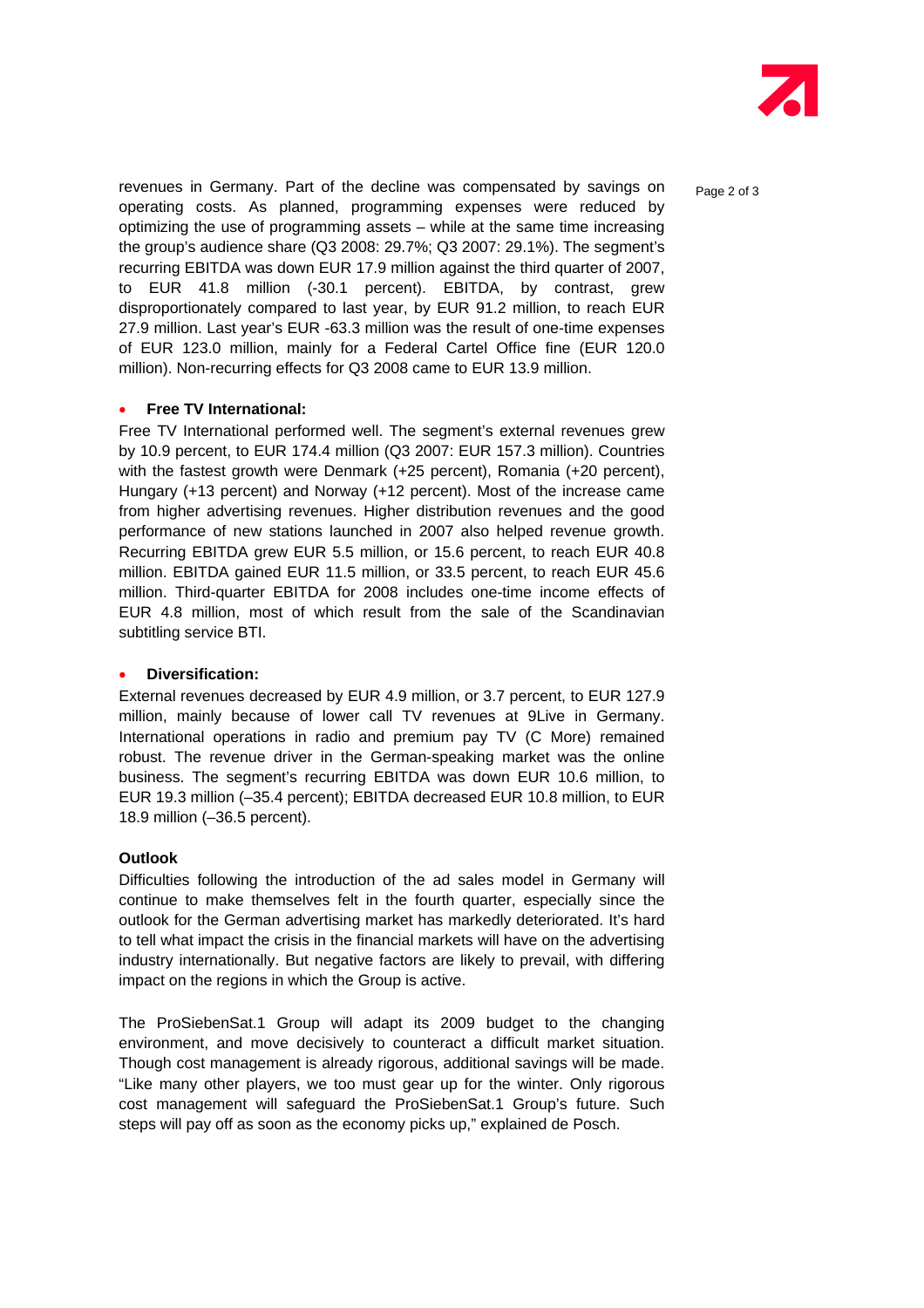revenues in Germany. Part of the decline was compensated by savings on operating costs. As planned, programming expenses were reduced by optimizing the use of programming assets – while at the same time increasing the group's audience share (Q3 2008: 29.7%; Q3 2007: 29.1%). The segment's recurring EBITDA was down EUR 17.9 million against the third quarter of 2007, to EUR 41.8 million (-30.1 percent). EBITDA, by contrast, grew disproportionately compared to last year, by EUR 91.2 million, to reach EUR 27.9 million. Last year's EUR -63.3 million was the result of one-time expenses of EUR 123.0 million, mainly for a Federal Cartel Office fine (EUR 120.0 million). Non-recurring effects for Q3 2008 came to EUR 13.9 million.

- **Free TV International:**

Free TV International performed well. The segment's external revenues grew by 10.9 percent, to EUR 174.4 million (Q3 2007: EUR 157.3 million). Countries with the fastest growth were Denmark (+25 percent), Romania (+20 percent), Hungary (+13 percent) and Norway (+12 percent). Most of the increase came from higher advertising revenues. Higher distribution revenues and the good performance of new stations launched in 2007 also helped revenue growth. Recurring EBITDA grew EUR 5.5 million, or 15.6 percent, to reach EUR 40.8 million. EBITDA gained EUR 11.5 million, or 33.5 percent, to reach EUR 45.6 million. Third-quarter EBITDA for 2008 includes one-time income effects of EUR 4.8 million, most of which result from the sale of the Scandinavian subtitling service BTI.

- **Diversification:**

External revenues decreased by EUR 4.9 million, or 3.7 percent, to EUR 127.9 million, mainly because of lower call TV revenues at 9Live in Germany. International operations in radio and premium pay TV (C More) remained robust. The revenue driver in the German-speaking market was the online business. The segment's recurring EBITDA was down EUR 10.6 million, to EUR 19.3 million (–35.4 percent); EBITDA decreased EUR 10.8 million, to EUR 18.9 million (–36.5 percent).

**Outlook**

Difficulties following the introduction of the ad sales model in Germany will continue to make themselves felt in the fourth quarter, especially since the outlook for the German advertising market has markedly deteriorated. It's hard to tell what impact the crisis in the financial markets will have on the advertising industry internationally. But negative factors are likely to prevail, with differing impact on the regions in which the Group is active.

The ProSiebenSat.1 Group will adapt its 2009 budget to the changing environment, and move decisively to counteract a difficult market situation. Though cost management is already rigorous, additional savings will be made. "Like many other players, we too must gear up for the winter. Only rigorous cost management will safeguard the ProSiebenSat.1 Group's future. Such steps will pay off as soon as the economy picks up," explained de Posch.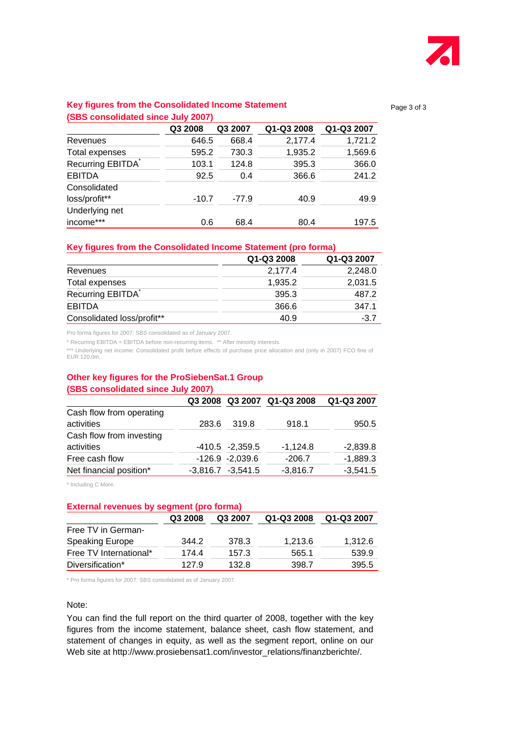## Key figures from the Consolidated Income Statement (SBS consolidated since July 2007)

| | Q3 2008 | Q3 2007 | Q1-Q3 2008 | Q1-Q3 2007 |
|---|---|---|---|---|
| Revenues | 646.5 | 668.4 | 2,177.4 | 1,721.2 |
| Total expenses | 595.2 | 730.3 | 1,935.2 | 1,569.6 |
| Recurring EBITDA* | 103.1 | 124.8 | 395.3 | 366.0 |
| EBITDA | 92.5 | 0.4 | 366.6 | 241.2 |
| Consolidated loss/profit** | -10.7 | -77.9 | 40.9 | 49.9 |
| Underlying net income*** | 0.6 | 68.4 | 80.4 | 197.5 |

## Key figures from the Consolidated Income Statement (pro forma)

| | Q1-Q3 2008 | Q1-Q3 2007 |
|---|---|---|
| Revenues | 2,177.4 | 2,248.0 |
| Total expenses | 1,935.2 | 2,031.5 |
| Recurring EBITDA* | 395.3 | 487.2 |
| EBITDA | 366.6 | 347.1 |
| Consolidated loss/profit** | 40.9 | -3.7 |

Pro forma figures for 2007: SBS consolidated as of January 2007.

* Recurring EBITDA = EBITDA before non-recurring items. ** After minority interests.

*** Underlying net income: Consolidated profit before effects of purchase price allocation and (only in 2007) FCO fine of EUR 120.0m.

## Other key figures for the ProSiebenSat.1 Group (SBS consolidated since July 2007)

| | Q3 2008 | Q3 2007 | Q1-Q3 2008 | Q1-Q3 2007 |
|---|---|---|---|---|
| Cash flow from operating activities | 283.6 | 319.8 | 918.1 | 950.5 |
| Cash flow from investing activities | -410.5 | -2,359.5 | -1,124.8 | -2,839.8 |
| Free cash flow | -126.9 | -2,039.6 | -206.7 | -1,889.3 |
| Net financial position* | -3,816.7 | -3,541.5 | -3,816.7 | -3,541.5 |

* Including C More.

## External revenues by segment (pro forma)

| | Q3 2008 | Q3 2007 | Q1-Q3 2008 | Q1-Q3 2007 |
|---|---|---|---|---|
| Free TV in German-Speaking Europe | 344.2 | 378.3 | 1,213.6 | 1,312.6 |
| Free TV International* | 174.4 | 157.3 | 565.1 | 539.9 |
| Diversification* | 127.9 | 132.8 | 398.7 | 395.5 |

* Pro forma figures for 2007: SBS consolidated as of January 2007.

Note:

You can find the full report on the third quarter of 2008, together with the key figures from the income statement, balance sheet, cash flow statement, and statement of changes in equity, as well as the segment report, online on our Web site at http://www.prosiebensat1.com/investor_relations/finanzberichte/.